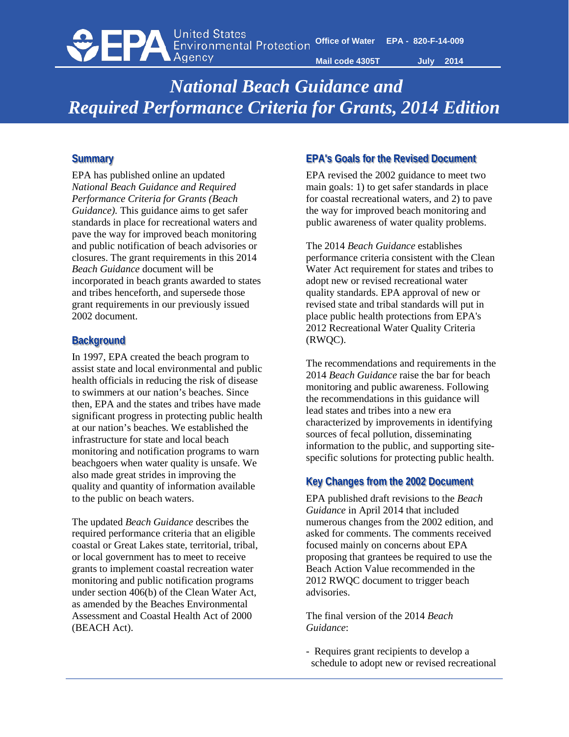United States Environmental Protection Agency

Office of Water EPA - 820-F-14-009

Mail code 4305T July 2014

# *National Beach Guidance and Required Performance Criteria for Grants, 2014 Edition*

## Summary

EPA has published online an updated *National Beach Guidance and Required Performance Criteria for Grants (Beach Guidance).* This guidance aims to get safer standards in place for recreational waters and pave the way for improved beach monitoring and public notification of beach advisories or closures. The grant requirements in this 2014 *Beach Guidance* document will be incorporated in beach grants awarded to states and tribes henceforth, and supersede those grant requirements in our previously issued 2002 document.

## Background

In 1997, EPA created the beach program to assist state and local environmental and public health officials in reducing the risk of disease to swimmers at our nation's beaches. Since then, EPA and the states and tribes have made significant progress in protecting public health at our nation's beaches. We established the infrastructure for state and local beach monitoring and notification programs to warn beachgoers when water quality is unsafe. We also made great strides in improving the quality and quantity of information available to the public on beach waters.

The updated *Beach Guidance* describes the required performance criteria that an eligible coastal or Great Lakes state, territorial, tribal, or local government has to meet to receive grants to implement coastal recreation water monitoring and public notification programs under section 406(b) of the Clean Water Act, as amended by the Beaches Environmental Assessment and Coastal Health Act of 2000 (BEACH Act).

## EPA's Goals for the Revised Document

EPA revised the 2002 guidance to meet two main goals: 1) to get safer standards in place for coastal recreational waters, and 2) to pave the way for improved beach monitoring and public awareness of water quality problems.

The 2014 *Beach Guidance* establishes performance criteria consistent with the Clean Water Act requirement for states and tribes to adopt new or revised recreational water quality standards. EPA approval of new or revised state and tribal standards will put in place public health protections from EPA's 2012 Recreational Water Quality Criteria (RWQC).

The recommendations and requirements in the 2014 *Beach Guidance* raise the bar for beach monitoring and public awareness. Following the recommendations in this guidance will lead states and tribes into a new era characterized by improvements in identifying sources of fecal pollution, disseminating information to the public, and supporting site-specific solutions for protecting public health.

## Key Changes from the 2002 Document

EPA published draft revisions to the *Beach Guidance* in April 2014 that included numerous changes from the 2002 edition, and asked for comments. The comments received focused mainly on concerns about EPA proposing that grantees be required to use the Beach Action Value recommended in the 2012 RWQC document to trigger beach advisories.

The final version of the 2014 *Beach Guidance*:

- Requires grant recipients to develop a schedule to adopt new or revised recreational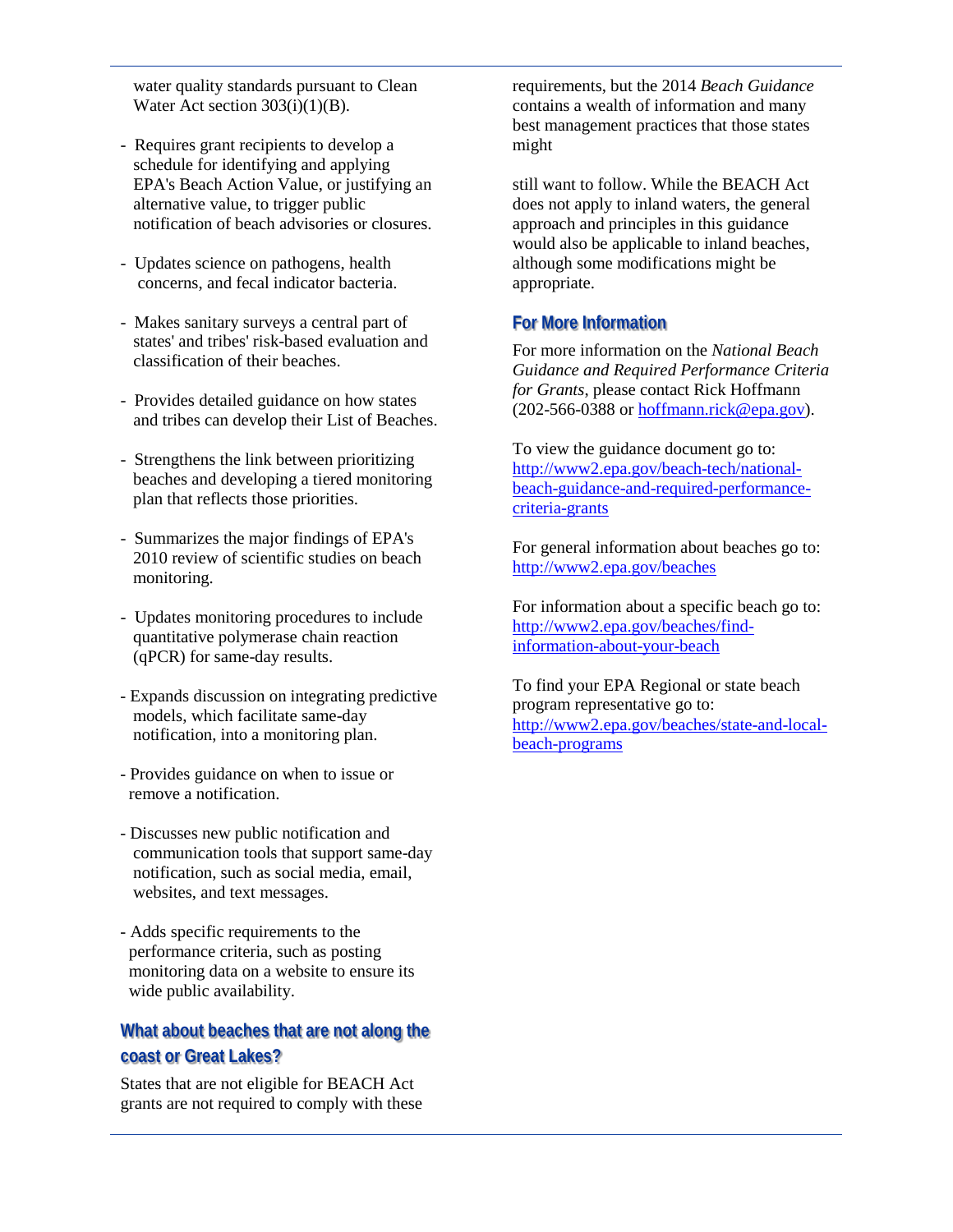water quality standards pursuant to Clean Water Act section 303(i)(1)(B).

- Requires grant recipients to develop a schedule for identifying and applying EPA's Beach Action Value, or justifying an alternative value, to trigger public notification of beach advisories or closures.

- Updates science on pathogens, health concerns, and fecal indicator bacteria.

- Makes sanitary surveys a central part of states' and tribes' risk-based evaluation and classification of their beaches.

- Provides detailed guidance on how states and tribes can develop their List of Beaches.

- Strengthens the link between prioritizing beaches and developing a tiered monitoring plan that reflects those priorities.

- Summarizes the major findings of EPA's 2010 review of scientific studies on beach monitoring.

- Updates monitoring procedures to include quantitative polymerase chain reaction (qPCR) for same-day results.

- Expands discussion on integrating predictive models, which facilitate same-day notification, into a monitoring plan.

- Provides guidance on when to issue or remove a notification.

- Discusses new public notification and communication tools that support same-day notification, such as social media, email, websites, and text messages.

- Adds specific requirements to the performance criteria, such as posting monitoring data on a website to ensure its wide public availability.

## What about beaches that are not along the coast or Great Lakes?

States that are not eligible for BEACH Act grants are not required to comply with these requirements, but the 2014 *Beach Guidance* contains a wealth of information and many best management practices that those states might

still want to follow. While the BEACH Act does not apply to inland waters, the general approach and principles in this guidance would also be applicable to inland beaches, although some modifications might be appropriate.

## For More Information

For more information on the *National Beach Guidance and Required Performance Criteria for Grants*, please contact Rick Hoffmann (202-566-0388 or hoffmann.rick@epa.gov).

To view the guidance document go to: http://www2.epa.gov/beach-tech/national-beach-guidance-and-required-performance-criteria-grants

For general information about beaches go to: http://www2.epa.gov/beaches

For information about a specific beach go to: http://www2.epa.gov/beaches/find-information-about-your-beach

To find your EPA Regional or state beach program representative go to: http://www2.epa.gov/beaches/state-and-local-beach-programs